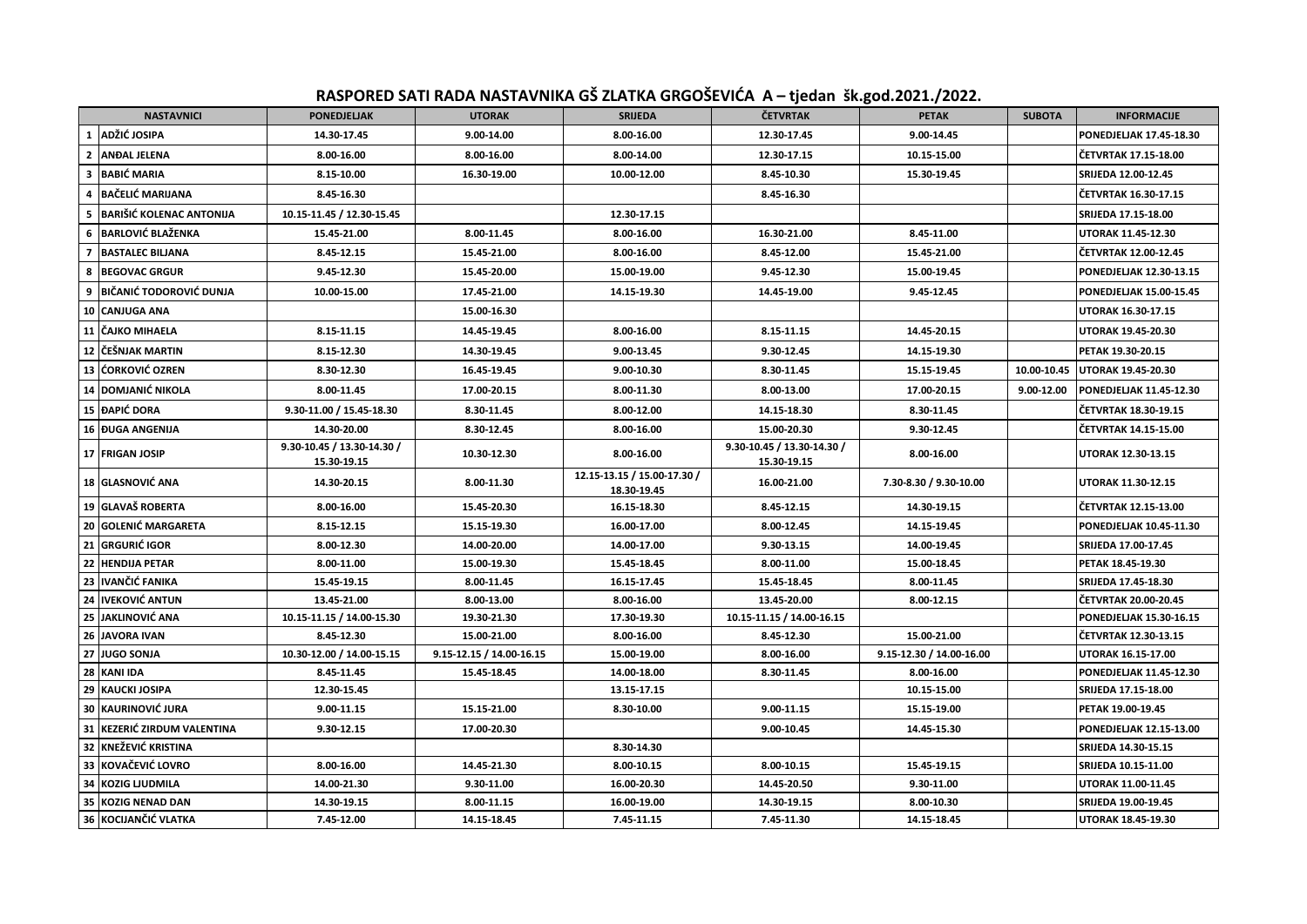# RASPORED SATI RADA NASTAVNIKA GŠ ZLATKA GRGOŠEVIĆA A – tjedan šk.god.2021./2022.

| | NASTAVNICI | PONEDJELJAK | UTORAK | SRIJEDA | ČETVRTAK | PETAK | SUBOTA | INFORMACIJE |
|---|---|---|---|---|---|---|---|---|
| 1 | ADŽIĆ JOSIPA | 14.30-17.45 | 9.00-14.00 | 8.00-16.00 | 12.30-17.45 | 9.00-14.45 | | PONEDJELJAK 17.45-18.30 |
| 2 | ANĐAL JELENA | 8.00-16.00 | 8.00-16.00 | 8.00-14.00 | 12.30-17.15 | 10.15-15.00 | | ČETVRTAK 17.15-18.00 |
| 3 | BABIĆ MARIA | 8.15-10.00 | 16.30-19.00 | 10.00-12.00 | 8.45-10.30 | 15.30-19.45 | | SRIJEDA 12.00-12.45 |
| 4 | BAČELIĆ MARIJANA | 8.45-16.30 | | | 8.45-16.30 | | | ČETVRTAK 16.30-17.15 |
| 5 | BARIŠIĆ KOLENAC ANTONIJA | 10.15-11.45 / 12.30-15.45 | | 12.30-17.15 | | | | SRIJEDA 17.15-18.00 |
| 6 | BARLOVIĆ BLAŽENKA | 15.45-21.00 | 8.00-11.45 | 8.00-16.00 | 16.30-21.00 | 8.45-11.00 | | UTORAK 11.45-12.30 |
| 7 | BASTALEC BILJANA | 8.45-12.15 | 15.45-21.00 | 8.00-16.00 | 8.45-12.00 | 15.45-21.00 | | ČETVRTAK 12.00-12.45 |
| 8 | BEGOVAC GRGUR | 9.45-12.30 | 15.45-20.00 | 15.00-19.00 | 9.45-12.30 | 15.00-19.45 | | PONEDJELJAK 12.30-13.15 |
| 9 | BIČANIĆ TODOROVIĆ DUNJA | 10.00-15.00 | 17.45-21.00 | 14.15-19.30 | 14.45-19.00 | 9.45-12.45 | | PONEDJELJAK 15.00-15.45 |
| 10 | CANJUGA ANA | | 15.00-16.30 | | | | | UTORAK 16.30-17.15 |
| 11 | ČAJKO MIHAELA | 8.15-11.15 | 14.45-19.45 | 8.00-16.00 | 8.15-11.15 | 14.45-20.15 | | UTORAK 19.45-20.30 |
| 12 | ČEŠNJAK MARTIN | 8.15-12.30 | 14.30-19.45 | 9.00-13.45 | 9.30-12.45 | 14.15-19.30 | | PETAK 19.30-20.15 |
| 13 | ĆORKOVIĆ OZREN | 8.30-12.30 | 16.45-19.45 | 9.00-10.30 | 8.30-11.45 | 15.15-19.45 | 10.00-10.45 | UTORAK 19.45-20.30 |
| 14 | DOMJANIĆ NIKOLA | 8.00-11.45 | 17.00-20.15 | 8.00-11.30 | 8.00-13.00 | 17.00-20.15 | 9.00-12.00 | PONEDJELJAK 11.45-12.30 |
| 15 | ĐAPIĆ DORA | 9.30-11.00 / 15.45-18.30 | 8.30-11.45 | 8.00-12.00 | 14.15-18.30 | 8.30-11.45 | | ČETVRTAK 18.30-19.15 |
| 16 | ĐUGA ANGENIJA | 14.30-20.00 | 8.30-12.45 | 8.00-16.00 | 15.00-20.30 | 9.30-12.45 | | ČETVRTAK 14.15-15.00 |
| 17 | FRIGAN JOSIP | 9.30-10.45 / 13.30-14.30 / 15.30-19.15 | 10.30-12.30 | 8.00-16.00 | 9.30-10.45 / 13.30-14.30 / 15.30-19.15 | 8.00-16.00 | | UTORAK 12.30-13.15 |
| 18 | GLASNOVIĆ ANA | 14.30-20.15 | 8.00-11.30 | 12.15-13.15 / 15.00-17.30 / 18.30-19.45 | 16.00-21.00 | 7.30-8.30 / 9.30-10.00 | | UTORAK 11.30-12.15 |
| 19 | GLAVAŠ ROBERTA | 8.00-16.00 | 15.45-20.30 | 16.15-18.30 | 8.45-12.15 | 14.30-19.15 | | ČETVRTAK 12.15-13.00 |
| 20 | GOLENIĆ MARGARETA | 8.15-12.15 | 15.15-19.30 | 16.00-17.00 | 8.00-12.45 | 14.15-19.45 | | PONEDJELJAK 10.45-11.30 |
| 21 | GRGURIĆ IGOR | 8.00-12.30 | 14.00-20.00 | 14.00-17.00 | 9.30-13.15 | 14.00-19.45 | | SRIJEDA 17.00-17.45 |
| 22 | HENDIJA PETAR | 8.00-11.00 | 15.00-19.30 | 15.45-18.45 | 8.00-11.00 | 15.00-18.45 | | PETAK 18.45-19.30 |
| 23 | IVANČIĆ FANIKA | 15.45-19.15 | 8.00-11.45 | 16.15-17.45 | 15.45-18.45 | 8.00-11.45 | | SRIJEDA 17.45-18.30 |
| 24 | IVEKOVIĆ ANTUN | 13.45-21.00 | 8.00-13.00 | 8.00-16.00 | 13.45-20.00 | 8.00-12.15 | | ČETVRTAK 20.00-20.45 |
| 25 | JAKLINOVIĆ ANA | 10.15-11.15 / 14.00-15.30 | 19.30-21.30 | 17.30-19.30 | 10.15-11.15 / 14.00-16.15 | | | PONEDJELJAK 15.30-16.15 |
| 26 | JAVORA IVAN | 8.45-12.30 | 15.00-21.00 | 8.00-16.00 | 8.45-12.30 | 15.00-21.00 | | ČETVRTAK 12.30-13.15 |
| 27 | JUGO SONJA | 10.30-12.00 / 14.00-15.15 | 9.15-12.15 / 14.00-16.15 | 15.00-19.00 | 8.00-16.00 | 9.15-12.30 / 14.00-16.00 | | UTORAK 16.15-17.00 |
| 28 | KANI IDA | 8.45-11.45 | 15.45-18.45 | 14.00-18.00 | 8.30-11.45 | 8.00-16.00 | | PONEDJELJAK 11.45-12.30 |
| 29 | KAUCKI JOSIPA | 12.30-15.45 | | 13.15-17.15 | | 10.15-15.00 | | SRIJEDA 17.15-18.00 |
| 30 | KAURINOVIĆ JURA | 9.00-11.15 | 15.15-21.00 | 8.30-10.00 | 9.00-11.15 | 15.15-19.00 | | PETAK 19.00-19.45 |
| 31 | KEZERIĆ ZIRDUM VALENTINA | 9.30-12.15 | 17.00-20.30 | | 9.00-10.45 | 14.45-15.30 | | PONEDJELJAK 12.15-13.00 |
| 32 | KNEŽEVIĆ KRISTINA | | | 8.30-14.30 | | | | SRIJEDA 14.30-15.15 |
| 33 | KOVAČEVIĆ LOVRO | 8.00-16.00 | 14.45-21.30 | 8.00-10.15 | 8.00-10.15 | 15.45-19.15 | | SRIJEDA 10.15-11.00 |
| 34 | KOZIG LJUDMILA | 14.00-21.30 | 9.30-11.00 | 16.00-20.30 | 14.45-20.50 | 9.30-11.00 | | UTORAK 11.00-11.45 |
| 35 | KOZIG NENAD DAN | 14.30-19.15 | 8.00-11.15 | 16.00-19.00 | 14.30-19.15 | 8.00-10.30 | | SRIJEDA 19.00-19.45 |
| 36 | KOCIJANČIĆ VLATKA | 7.45-12.00 | 14.15-18.45 | 7.45-11.15 | 7.45-11.30 | 14.15-18.45 | | UTORAK 18.45-19.30 |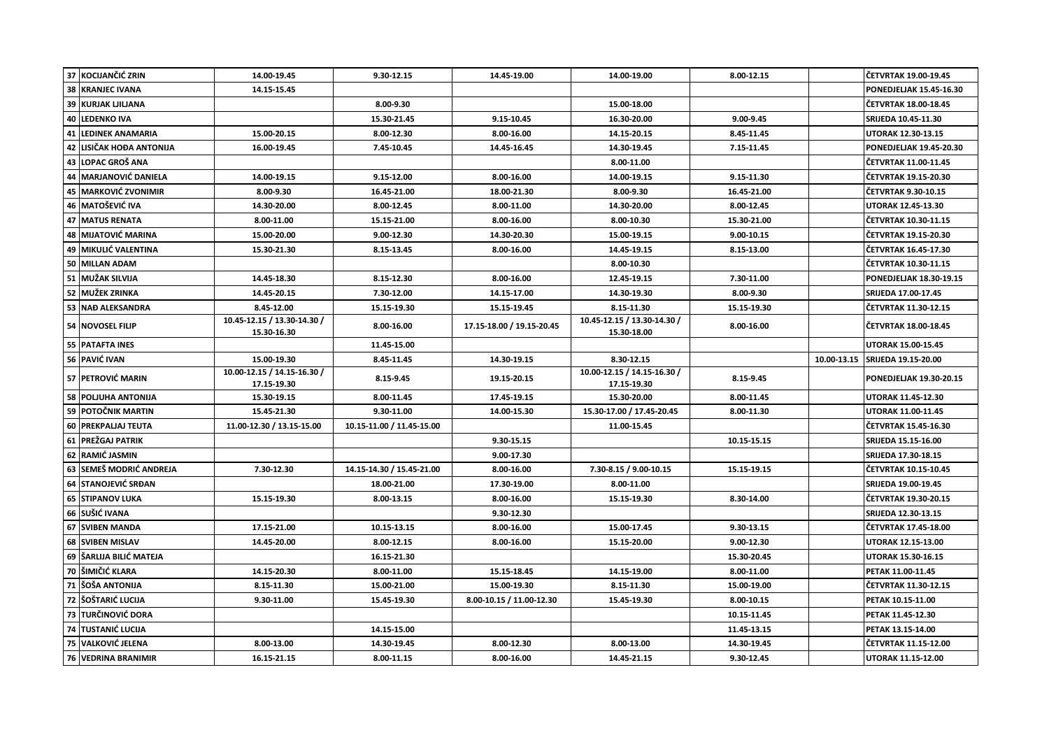| | | | | | | | | |
|---|---|---|---|---|---|---|---|---|
| 37 | KOCIJANČIĆ ZRIN | 14.00-19.45 | 9.30-12.15 | 14.45-19.00 | 14.00-19.00 | 8.00-12.15 | | ČETVRTAK 19.00-19.45 |
| 38 | KRANJEC IVANA | 14.15-15.45 | | | | | | PONEDJELJAK 15.45-16.30 |
| 39 | KURJAK LJILJANA | | 8.00-9.30 | | 15.00-18.00 | | | ČETVRTAK 18.00-18.45 |
| 40 | LEDENKO IVA | | 15.30-21.45 | 9.15-10.45 | 16.30-20.00 | 9.00-9.45 | | SRIJEDA 10.45-11.30 |
| 41 | LEDINEK ANAMARIA | 15.00-20.15 | 8.00-12.30 | 8.00-16.00 | 14.15-20.15 | 8.45-11.45 | | UTORAK 12.30-13.15 |
| 42 | LISIČAK HOĐA ANTONIJA | 16.00-19.45 | 7.45-10.45 | 14.45-16.45 | 14.30-19.45 | 7.15-11.45 | | PONEDJELJAK 19.45-20.30 |
| 43 | LOPAC GROŠ ANA | | | | 8.00-11.00 | | | ČETVRTAK 11.00-11.45 |
| 44 | MARJANOVIĆ DANIELA | 14.00-19.15 | 9.15-12.00 | 8.00-16.00 | 14.00-19.15 | 9.15-11.30 | | ČETVRTAK 19.15-20.30 |
| 45 | MARKOVIĆ ZVONIMIR | 8.00-9.30 | 16.45-21.00 | 18.00-21.30 | 8.00-9.30 | 16.45-21.00 | | ČETVRTAK 9.30-10.15 |
| 46 | MATOŠEVIĆ IVA | 14.30-20.00 | 8.00-12.45 | 8.00-11.00 | 14.30-20.00 | 8.00-12.45 | | UTORAK 12.45-13.30 |
| 47 | MATUS RENATA | 8.00-11.00 | 15.15-21.00 | 8.00-16.00 | 8.00-10.30 | 15.30-21.00 | | ČETVRTAK 10.30-11.15 |
| 48 | MIJATOVIĆ MARINA | 15.00-20.00 | 9.00-12.30 | 14.30-20.30 | 15.00-19.15 | 9.00-10.15 | | ČETVRTAK 19.15-20.30 |
| 49 | MIKULIĆ VALENTINA | 15.30-21.30 | 8.15-13.45 | 8.00-16.00 | 14.45-19.15 | 8.15-13.00 | | ČETVRTAK 16.45-17.30 |
| 50 | MILLAN ADAM | | | | 8.00-10.30 | | | ČETVRTAK 10.30-11.15 |
| 51 | MUŽAK SILVIJA | 14.45-18.30 | 8.15-12.30 | 8.00-16.00 | 12.45-19.15 | 7.30-11.00 | | PONEDJELJAK 18.30-19.15 |
| 52 | MUŽEK ZRINKA | 14.45-20.15 | 7.30-12.00 | 14.15-17.00 | 14.30-19.30 | 8.00-9.30 | | SRIJEDA 17.00-17.45 |
| 53 | NAĐ ALEKSANDRA | 8.45-12.00 | 15.15-19.30 | 15.15-19.45 | 8.15-11.30 | 15.15-19.30 | | ČETVRTAK 11.30-12.15 |
| 54 | NOVOSEL FILIP | 10.45-12.15 / 13.30-14.30 / 15.30-16.30 | 8.00-16.00 | 17.15-18.00 / 19.15-20.45 | 10.45-12.15 / 13.30-14.30 / 15.30-18.00 | 8.00-16.00 | | ČETVRTAK 18.00-18.45 |
| 55 | PATAFTA INES | | 11.45-15.00 | | | | | UTORAK 15.00-15.45 |
| 56 | PAVIĆ IVAN | 15.00-19.30 | 8.45-11.45 | 14.30-19.15 | 8.30-12.15 | | 10.00-13.15 | SRIJEDA 19.15-20.00 |
| 57 | PETROVIĆ MARIN | 10.00-12.15 / 14.15-16.30 / 17.15-19.30 | 8.15-9.45 | 19.15-20.15 | 10.00-12.15 / 14.15-16.30 / 17.15-19.30 | 8.15-9.45 | | PONEDJELJAK 19.30-20.15 |
| 58 | POLJUHA ANTONIJA | 15.30-19.15 | 8.00-11.45 | 17.45-19.15 | 15.30-20.00 | 8.00-11.45 | | UTORAK 11.45-12.30 |
| 59 | POTOČNIK MARTIN | 15.45-21.30 | 9.30-11.00 | 14.00-15.30 | 15.30-17.00 / 17.45-20.45 | 8.00-11.30 | | UTORAK 11.00-11.45 |
| 60 | PREKPALJAJ TEUTA | 11.00-12.30 / 13.15-15.00 | 10.15-11.00 / 11.45-15.00 | | 11.00-15.45 | | | ČETVRTAK 15.45-16.30 |
| 61 | PREŽGAJ PATRIK | | | 9.30-15.15 | | 10.15-15.15 | | SRIJEDA 15.15-16.00 |
| 62 | RAMIĆ JASMIN | | | 9.00-17.30 | | | | SRIJEDA 17.30-18.15 |
| 63 | SEMEŠ MODRIĆ ANDREJA | 7.30-12.30 | 14.15-14.30 / 15.45-21.00 | 8.00-16.00 | 7.30-8.15 / 9.00-10.15 | 15.15-19.15 | | ČETVRTAK 10.15-10.45 |
| 64 | STANOJEVIĆ SRĐAN | | 18.00-21.00 | 17.30-19.00 | 8.00-11.00 | | | SRIJEDA 19.00-19.45 |
| 65 | STIPANOV LUKA | 15.15-19.30 | 8.00-13.15 | 8.00-16.00 | 15.15-19.30 | 8.30-14.00 | | ČETVRTAK 19.30-20.15 |
| 66 | SUŠIĆ IVANA | | | 9.30-12.30 | | | | SRIJEDA 12.30-13.15 |
| 67 | SVIBEN MANDA | 17.15-21.00 | 10.15-13.15 | 8.00-16.00 | 15.00-17.45 | 9.30-13.15 | | ČETVRTAK 17.45-18.00 |
| 68 | SVIBEN MISLAV | 14.45-20.00 | 8.00-12.15 | 8.00-16.00 | 15.15-20.00 | 9.00-12.30 | | UTORAK 12.15-13.00 |
| 69 | ŠARLIJA BILIĆ MATEJA | | 16.15-21.30 | | | 15.30-20.45 | | UTORAK 15.30-16.15 |
| 70 | ŠIMIČIĆ KLARA | 14.15-20.30 | 8.00-11.00 | 15.15-18.45 | 14.15-19.00 | 8.00-11.00 | | PETAK 11.00-11.45 |
| 71 | ŠOŠA ANTONIJA | 8.15-11.30 | 15.00-21.00 | 15.00-19.30 | 8.15-11.30 | 15.00-19.00 | | ČETVRTAK 11.30-12.15 |
| 72 | ŠOŠTARIĆ LUCIJA | 9.30-11.00 | 15.45-19.30 | 8.00-10.15 / 11.00-12.30 | 15.45-19.30 | 8.00-10.15 | | PETAK 10.15-11.00 |
| 73 | TURČINOVIĆ DORA | | | | | 10.15-11.45 | | PETAK 11.45-12.30 |
| 74 | TUSTANIĆ LUCIJA | | 14.15-15.00 | | | 11.45-13.15 | | PETAK 13.15-14.00 |
| 75 | VALKOVIĆ JELENA | 8.00-13.00 | 14.30-19.45 | 8.00-12.30 | 8.00-13.00 | 14.30-19.45 | | ČETVRTAK 11.15-12.00 |
| 76 | VEDRINA BRANIMIR | 16.15-21.15 | 8.00-11.15 | 8.00-16.00 | 14.45-21.15 | 9.30-12.45 | | UTORAK 11.15-12.00 |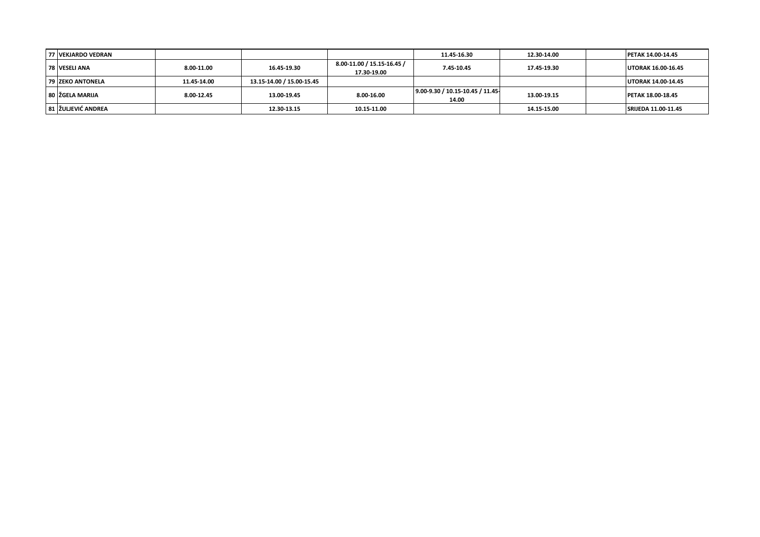| | | | | | | | | |
|---|---|---|---|---|---|---|---|---|
| 77 | VEKJARDO VEDRAN | | | | 11.45-16.30 | 12.30-14.00 | | PETAK 14.00-14.45 |
| 78 | VESELI ANA | 8.00-11.00 | 16.45-19.30 | 8.00-11.00 / 15.15-16.45 / 17.30-19.00 | 7.45-10.45 | 17.45-19.30 | | UTORAK 16.00-16.45 |
| 79 | ZEKO ANTONELA | 11.45-14.00 | 13.15-14.00 / 15.00-15.45 | | | | | UTORAK 14.00-14.45 |
| 80 | ŽGELA MARIJA | 8.00-12.45 | 13.00-19.45 | 8.00-16.00 | 9.00-9.30 / 10.15-10.45 / 11.45-14.00 | 13.00-19.15 | | PETAK 18.00-18.45 |
| 81 | ŽULJEVIĆ ANDREA | | 12.30-13.15 | 10.15-11.00 | | 14.15-15.00 | | SRIJEDA 11.00-11.45 |